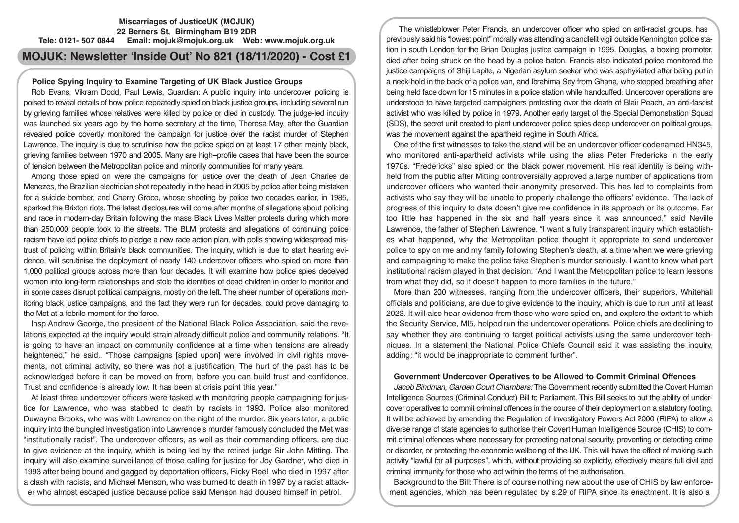**Miscarriages of JusticeUK (MOJUK)**
**22 Berners St, Birmingham B19 2DR**
**Tele: 0121- 507 0844 Email: mojuk@mojuk.org.uk Web: www.mojuk.org.uk**

# MOJUK: Newsletter 'Inside Out' No 821 (18/11/2020) - Cost £1

## Police Spying Inquiry to Examine Targeting of UK Black Justice Groups

Rob Evans, Vikram Dodd, Paul Lewis, Guardian: A public inquiry into undercover policing is poised to reveal details of how police repeatedly spied on black justice groups, including several run by grieving families whose relatives were killed by police or died in custody. The judge-led inquiry was launched six years ago by the home secretary at the time, Theresa May, after the Guardian revealed police covertly monitored the campaign for justice over the racist murder of Stephen Lawrence. The inquiry is due to scrutinise how the police spied on at least 17 other, mainly black, grieving families between 1970 and 2005. Many are high–profile cases that have been the source of tension between the Metropolitan police and minority communities for many years.

Among those spied on were the campaigns for justice over the death of Jean Charles de Menezes, the Brazilian electrician shot repeatedly in the head in 2005 by police after being mistaken for a suicide bomber, and Cherry Groce, whose shooting by police two decades earlier, in 1985, sparked the Brixton riots. The latest disclosures will come after months of allegations about policing and race in modern-day Britain following the mass Black Lives Matter protests during which more than 250,000 people took to the streets. The BLM protests and allegations of continuing police racism have led police chiefs to pledge a new race action plan, with polls showing widespread mistrust of policing within Britain's black communities. The inquiry, which is due to start hearing evidence, will scrutinise the deployment of nearly 140 undercover officers who spied on more than 1,000 political groups across more than four decades. It will examine how police spies deceived women into long-term relationships and stole the identities of dead children in order to monitor and in some cases disrupt political campaigns, mostly on the left. The sheer number of operations monitoring black justice campaigns, and the fact they were run for decades, could prove damaging to the Met at a febrile moment for the force.

Insp Andrew George, the president of the National Black Police Association, said the revelations expected at the inquiry would strain already difficult police and community relations. "It is going to have an impact on community confidence at a time when tensions are already heightened," he said.. "Those campaigns [spied upon] were involved in civil rights movements, not criminal activity, so there was not a justification. The hurt of the past has to be acknowledged before it can be moved on from, before you can build trust and confidence. Trust and confidence is already low. It has been at crisis point this year."

At least three undercover officers were tasked with monitoring people campaigning for justice for Lawrence, who was stabbed to death by racists in 1993. Police also monitored Duwayne Brooks, who was with Lawrence on the night of the murder. Six years later, a public inquiry into the bungled investigation into Lawrence's murder famously concluded the Met was "institutionally racist". The undercover officers, as well as their commanding officers, are due to give evidence at the inquiry, which is being led by the retired judge Sir John Mitting. The inquiry will also examine surveillance of those calling for justice for Joy Gardner, who died in 1993 after being bound and gagged by deportation officers, Ricky Reel, who died in 1997 after a clash with racists, and Michael Menson, who was burned to death in 1997 by a racist attacker who almost escaped justice because police said Menson had doused himself in petrol.

The whistleblower Peter Francis, an undercover officer who spied on anti-racist groups, has previously said his "lowest point" morally was attending a candlelit vigil outside Kennington police station in south London for the Brian Douglas justice campaign in 1995. Douglas, a boxing promoter, died after being struck on the head by a police baton. Francis also indicated police monitored the justice campaigns of Shiji Lapite, a Nigerian asylum seeker who was asphyxiated after being put in a neck-hold in the back of a police van, and Ibrahima Sey from Ghana, who stopped breathing after being held face down for 15 minutes in a police station while handcuffed. Undercover operations are understood to have targeted campaigners protesting over the death of Blair Peach, an anti-fascist activist who was killed by police in 1979. Another early target of the Special Demonstration Squad (SDS), the secret unit created to plant undercover police spies deep undercover on political groups, was the movement against the apartheid regime in South Africa.

One of the first witnesses to take the stand will be an undercover officer codenamed HN345, who monitored anti-apartheid activists while using the alias Peter Fredericks in the early 1970s. "Fredericks" also spied on the black power movement. His real identity is being withheld from the public after Mitting controversially approved a large number of applications from undercover officers who wanted their anonymity preserved. This has led to complaints from activists who say they will be unable to properly challenge the officers' evidence. "The lack of progress of this inquiry to date doesn't give me confidence in its approach or its outcome. Far too little has happened in the six and half years since it was announced," said Neville Lawrence, the father of Stephen Lawrence. "I want a fully transparent inquiry which establishes what happened, why the Metropolitan police thought it appropriate to send undercover police to spy on me and my family following Stephen's death, at a time when we were grieving and campaigning to make the police take Stephen's murder seriously. I want to know what part institutional racism played in that decision. "And I want the Metropolitan police to learn lessons from what they did, so it doesn't happen to more families in the future."

More than 200 witnesses, ranging from the undercover officers, their superiors, Whitehall officials and politicians, are due to give evidence to the inquiry, which is due to run until at least 2023. It will also hear evidence from those who were spied on, and explore the extent to which the Security Service, MI5, helped run the undercover operations. Police chiefs are declining to say whether they are continuing to target political activists using the same undercover techniques. In a statement the National Police Chiefs Council said it was assisting the inquiry, adding: "it would be inappropriate to comment further".

## Government Undercover Operatives to be Allowed to Commit Criminal Offences

*Jacob Bindman, Garden Court Chambers:* The Government recently submitted the Covert Human Intelligence Sources (Criminal Conduct) Bill to Parliament. This Bill seeks to put the ability of undercover operatives to commit criminal offences in the course of their deployment on a statutory footing. It will be achieved by amending the Regulation of Investigatory Powers Act 2000 (RIPA) to allow a diverse range of state agencies to authorise their Covert Human Intelligence Source (CHIS) to commit criminal offences where necessary for protecting national security, preventing or detecting crime or disorder, or protecting the economic wellbeing of the UK. This will have the effect of making such activity "lawful for all purposes", which, without providing so explicitly, effectively means full civil and criminal immunity for those who act within the terms of the authorisation.

Background to the Bill: There is of course nothing new about the use of CHIS by law enforcement agencies, which has been regulated by s.29 of RIPA since its enactment. It is also a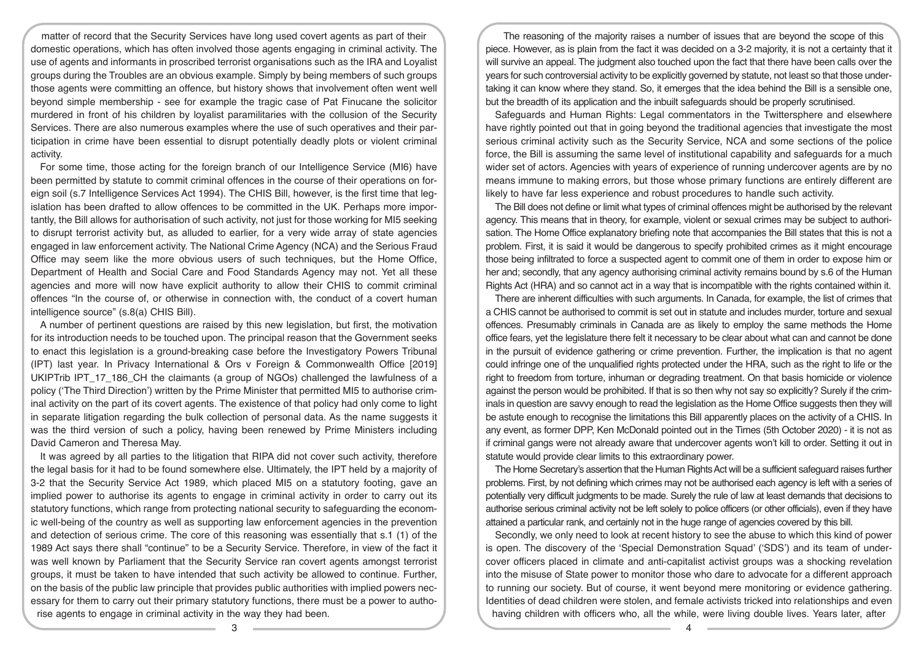matter of record that the Security Services have long used covert agents as part of their domestic operations, which has often involved those agents engaging in criminal activity. The use of agents and informants in proscribed terrorist organisations such as the IRA and Loyalist groups during the Troubles are an obvious example. Simply by being members of such groups those agents were committing an offence, but history shows that involvement often went well beyond simple membership - see for example the tragic case of Pat Finucane the solicitor murdered in front of his children by loyalist paramilitaries with the collusion of the Security Services. There are also numerous examples where the use of such operatives and their participation in crime have been essential to disrupt potentially deadly plots or violent criminal activity.

For some time, those acting for the foreign branch of our Intelligence Service (MI6) have been permitted by statute to commit criminal offences in the course of their operations on foreign soil (s.7 Intelligence Services Act 1994). The CHIS Bill, however, is the first time that legislation has been drafted to allow offences to be committed in the UK. Perhaps more importantly, the Bill allows for authorisation of such activity, not just for those working for MI5 seeking to disrupt terrorist activity but, as alluded to earlier, for a very wide array of state agencies engaged in law enforcement activity. The National Crime Agency (NCA) and the Serious Fraud Office may seem like the more obvious users of such techniques, but the Home Office, Department of Health and Social Care and Food Standards Agency may not. Yet all these agencies and more will now have explicit authority to allow their CHIS to commit criminal offences "In the course of, or otherwise in connection with, the conduct of a covert human intelligence source" (s.8(a) CHIS Bill).

A number of pertinent questions are raised by this new legislation, but first, the motivation for its introduction needs to be touched upon. The principal reason that the Government seeks to enact this legislation is a ground-breaking case before the Investigatory Powers Tribunal (IPT) last year. In Privacy International & Ors v Foreign & Commonwealth Office [2019] UKIPTrib IPT_17_186_CH the claimants (a group of NGOs) challenged the lawfulness of a policy ('The Third Direction') written by the Prime Minister that permitted MI5 to authorise criminal activity on the part of its covert agents. The existence of that policy had only come to light in separate litigation regarding the bulk collection of personal data. As the name suggests it was the third version of such a policy, having been renewed by Prime Ministers including David Cameron and Theresa May.

It was agreed by all parties to the litigation that RIPA did not cover such activity, therefore the legal basis for it had to be found somewhere else. Ultimately, the IPT held by a majority of 3-2 that the Security Service Act 1989, which placed MI5 on a statutory footing, gave an implied power to authorise its agents to engage in criminal activity in order to carry out its statutory functions, which range from protecting national security to safeguarding the economic well-being of the country as well as supporting law enforcement agencies in the prevention and detection of serious crime. The core of this reasoning was essentially that s.1 (1) of the 1989 Act says there shall "continue" to be a Security Service. Therefore, in view of the fact it was well known by Parliament that the Security Service ran covert agents amongst terrorist groups, it must be taken to have intended that such activity be allowed to continue. Further, on the basis of the public law principle that provides public authorities with implied powers necessary for them to carry out their primary statutory functions, there must be a power to authorise agents to engage in criminal activity in the way they had been.

The reasoning of the majority raises a number of issues that are beyond the scope of this piece. However, as is plain from the fact it was decided on a 3-2 majority, it is not a certainty that it will survive an appeal. The judgment also touched upon the fact that there have been calls over the years for such controversial activity to be explicitly governed by statute, not least so that those undertaking it can know where they stand. So, it emerges that the idea behind the Bill is a sensible one, but the breadth of its application and the inbuilt safeguards should be properly scrutinised.

Safeguards and Human Rights: Legal commentators in the Twittersphere and elsewhere have rightly pointed out that in going beyond the traditional agencies that investigate the most serious criminal activity such as the Security Service, NCA and some sections of the police force, the Bill is assuming the same level of institutional capability and safeguards for a much wider set of actors. Agencies with years of experience of running undercover agents are by no means immune to making errors, but those whose primary functions are entirely different are likely to have far less experience and robust procedures to handle such activity.

The Bill does not define or limit what types of criminal offences might be authorised by the relevant agency. This means that in theory, for example, violent or sexual crimes may be subject to authorisation. The Home Office explanatory briefing note that accompanies the Bill states that this is not a problem. First, it is said it would be dangerous to specify prohibited crimes as it might encourage those being infiltrated to force a suspected agent to commit one of them in order to expose him or her and; secondly, that any agency authorising criminal activity remains bound by s.6 of the Human Rights Act (HRA) and so cannot act in a way that is incompatible with the rights contained within it.

There are inherent difficulties with such arguments. In Canada, for example, the list of crimes that a CHIS cannot be authorised to commit is set out in statute and includes murder, torture and sexual offences. Presumably criminals in Canada are as likely to employ the same methods the Home office fears, yet the legislature there felt it necessary to be clear about what can and cannot be done in the pursuit of evidence gathering or crime prevention. Further, the implication is that no agent could infringe one of the unqualified rights protected under the HRA, such as the right to life or the right to freedom from torture, inhuman or degrading treatment. On that basis homicide or violence against the person would be prohibited. If that is so then why not say so explicitly? Surely if the criminals in question are savvy enough to read the legislation as the Home Office suggests then they will be astute enough to recognise the limitations this Bill apparently places on the activity of a CHIS. In any event, as former DPP, Ken McDonald pointed out in the Times (5th October 2020) - it is not as if criminal gangs were not already aware that undercover agents won't kill to order. Setting it out in statute would provide clear limits to this extraordinary power.

The Home Secretary's assertion that the Human Rights Act will be a sufficient safeguard raises further problems. First, by not defining which crimes may not be authorised each agency is left with a series of potentially very difficult judgments to be made. Surely the rule of law at least demands that decisions to authorise serious criminal activity not be left solely to police officers (or other officials), even if they have attained a particular rank, and certainly not in the huge range of agencies covered by this bill.

Secondly, we only need to look at recent history to see the abuse to which this kind of power is open. The discovery of the 'Special Demonstration Squad' ('SDS') and its team of undercover officers placed in climate and anti-capitalist activist groups was a shocking revelation into the misuse of State power to monitor those who dare to advocate for a different approach to running our society. But of course, it went beyond mere monitoring or evidence gathering. Identities of dead children were stolen, and female activists tricked into relationships and even having children with officers who, all the while, were living double lives. Years later, after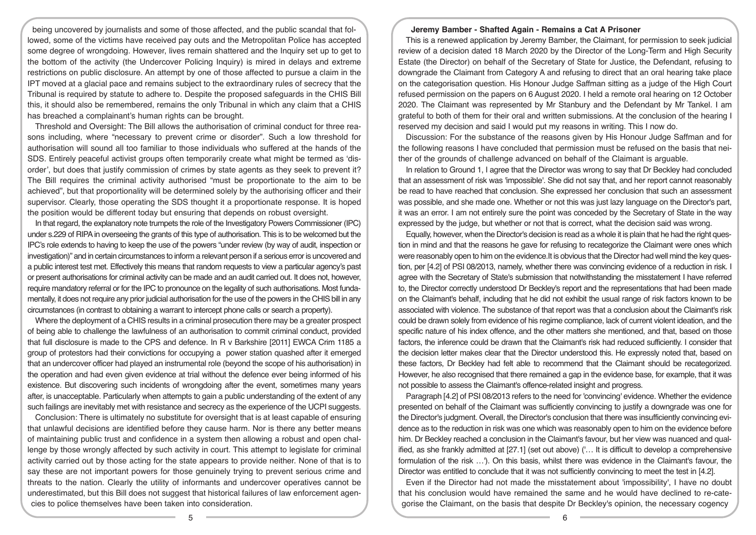being uncovered by journalists and some of those affected, and the public scandal that followed, some of the victims have received pay outs and the Metropolitan Police has accepted some degree of wrongdoing. However, lives remain shattered and the Inquiry set up to get to the bottom of the activity (the Undercover Policing Inquiry) is mired in delays and extreme restrictions on public disclosure. An attempt by one of those affected to pursue a claim in the IPT moved at a glacial pace and remains subject to the extraordinary rules of secrecy that the Tribunal is required by statute to adhere to. Despite the proposed safeguards in the CHIS Bill this, it should also be remembered, remains the only Tribunal in which any claim that a CHIS has breached a complainant's human rights can be brought.

Threshold and Oversight: The Bill allows the authorisation of criminal conduct for three reasons including, where "necessary to prevent crime or disorder". Such a low threshold for authorisation will sound all too familiar to those individuals who suffered at the hands of the SDS. Entirely peaceful activist groups often temporarily create what might be termed as 'disorder', but does that justify commission of crimes by state agents as they seek to prevent it? The Bill requires the criminal activity authorised "must be proportionate to the aim to be achieved", but that proportionality will be determined solely by the authorising officer and their supervisor. Clearly, those operating the SDS thought it a proportionate response. It is hoped the position would be different today but ensuring that depends on robust oversight.

In that regard, the explanatory note trumpets the role of the Investigatory Powers Commissioner (IPC) under s.229 of RIPA in overseeing the grants of this type of authorisation. This is to be welcomed but the IPC's role extends to having to keep the use of the powers "under review (by way of audit, inspection or investigation)" and in certain circumstances to inform a relevant person if a serious error is uncovered and a public interest test met. Effectively this means that random requests to view a particular agency's past or present authorisations for criminal activity can be made and an audit carried out. It does not, however, require mandatory referral or for the IPC to pronounce on the legality of such authorisations. Most fundamentally, it does not require any prior judicial authorisation for the use of the powers in the CHIS bill in any circumstances (in contrast to obtaining a warrant to intercept phone calls or search a property).

Where the deployment of a CHIS results in a criminal prosecution there may be a greater prospect of being able to challenge the lawfulness of an authorisation to commit criminal conduct, provided that full disclosure is made to the CPS and defence. In R v Barkshire [2011] EWCA Crim 1185 a group of protestors had their convictions for occupying a power station quashed after it emerged that an undercover officer had played an instrumental role (beyond the scope of his authorisation) in the operation and had even given evidence at trial without the defence ever being informed of his existence. But discovering such incidents of wrongdoing after the event, sometimes many years after, is unacceptable. Particularly when attempts to gain a public understanding of the extent of any such failings are inevitably met with resistance and secrecy as the experience of the UCPI suggests.

Conclusion: There is ultimately no substitute for oversight that is at least capable of ensuring that unlawful decisions are identified before they cause harm. Nor is there any better means of maintaining public trust and confidence in a system then allowing a robust and open challenge by those wrongly affected by such activity in court. This attempt to legislate for criminal activity carried out by those acting for the state appears to provide neither. None of that is to say these are not important powers for those genuinely trying to prevent serious crime and threats to the nation. Clearly the utility of informants and undercover operatives cannot be underestimated, but this Bill does not suggest that historical failures of law enforcement agencies to police themselves have been taken into consideration.

## Jeremy Bamber - Shafted Again - Remains a Cat A Prisoner

This is a renewed application by Jeremy Bamber, the Claimant, for permission to seek judicial review of a decision dated 18 March 2020 by the Director of the Long-Term and High Security Estate (the Director) on behalf of the Secretary of State for Justice, the Defendant, refusing to downgrade the Claimant from Category A and refusing to direct that an oral hearing take place on the categorisation question. His Honour Judge Saffman sitting as a judge of the High Court refused permission on the papers on 6 August 2020. I held a remote oral hearing on 12 October 2020. The Claimant was represented by Mr Stanbury and the Defendant by Mr Tankel. I am grateful to both of them for their oral and written submissions. At the conclusion of the hearing I reserved my decision and said I would put my reasons in writing. This I now do.

Discussion: For the substance of the reasons given by His Honour Judge Saffman and for the following reasons I have concluded that permission must be refused on the basis that neither of the grounds of challenge advanced on behalf of the Claimant is arguable.

In relation to Ground 1, I agree that the Director was wrong to say that Dr Beckley had concluded that an assessment of risk was 'impossible'. She did not say that, and her report cannot reasonably be read to have reached that conclusion. She expressed her conclusion that such an assessment was possible, and she made one. Whether or not this was just lazy language on the Director's part, it was an error. I am not entirely sure the point was conceded by the Secretary of State in the way expressed by the judge, but whether or not that is correct, what the decision said was wrong.

Equally, however, when the Director's decision is read as a whole it is plain that he had the right question in mind and that the reasons he gave for refusing to recategorize the Claimant were ones which were reasonably open to him on the evidence.It is obvious that the Director had well mind the key question, per [4.2] of PSI 08/2013, namely, whether there was convincing evidence of a reduction in risk. I agree with the Secretary of State's submission that notwithstanding the misstatement I have referred to, the Director correctly understood Dr Beckley's report and the representations that had been made on the Claimant's behalf, including that he did not exhibit the usual range of risk factors known to be associated with violence. The substance of that report was that a conclusion about the Claimant's risk could be drawn solely from evidence of his regime compliance, lack of current violent ideation, and the specific nature of his index offence, and the other matters she mentioned, and that, based on those factors, the inference could be drawn that the Claimant's risk had reduced sufficiently. I consider that the decision letter makes clear that the Director understood this. He expressly noted that, based on these factors, Dr Beckley had felt able to recommend that the Claimant should be recategorized. However, he also recognised that there remained a gap in the evidence base, for example, that it was not possible to assess the Claimant's offence-related insight and progress.

Paragraph [4.2] of PSI 08/2013 refers to the need for 'convincing' evidence. Whether the evidence presented on behalf of the Claimant was sufficiently convincing to justify a downgrade was one for the Director's judgment. Overall, the Director's conclusion that there was insufficiently convincing evidence as to the reduction in risk was one which was reasonably open to him on the evidence before him. Dr Beckley reached a conclusion in the Claimant's favour, but her view was nuanced and qualified, as she frankly admitted at [27.1] (set out above) ('… It is difficult to develop a comprehensive formulation of the risk …'). On this basis, whilst there was evidence in the Claimant's favour, the Director was entitled to conclude that it was not sufficiently convincing to meet the test in [4.2].

Even if the Director had not made the misstatement about 'impossibility', I have no doubt that his conclusion would have remained the same and he would have declined to re-categorise the Claimant, on the basis that despite Dr Beckley's opinion, the necessary cogency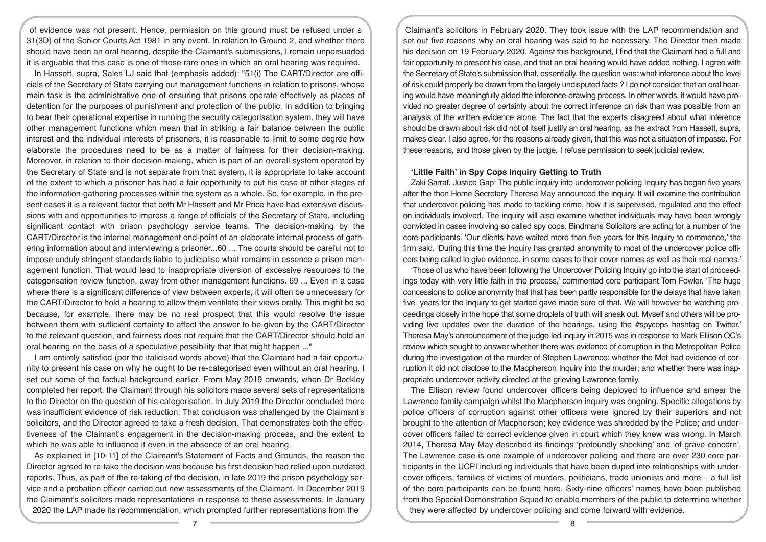of evidence was not present. Hence, permission on this ground must be refused under s 31(3D) of the Senior Courts Act 1981 in any event. In relation to Ground 2, and whether there should have been an oral hearing, despite the Claimant's submissions, I remain unpersuaded it is arguable that this case is one of those rare ones in which an oral hearing was required.

In Hassett, supra, Sales LJ said that (emphasis added): "51(i) The CART/Director are officials of the Secretary of State carrying out management functions in relation to prisons, whose main task is the administrative one of ensuring that prisons operate effectively as places of detention for the purposes of punishment and protection of the public. In addition to bringing to bear their operational expertise in running the security categorisation system, they will have other management functions which mean that in striking a fair balance between the public interest and the individual interests of prisoners, it is reasonable to limit to some degree how elaborate the procedures need to be as a matter of fairness for their decision-making. Moreover, in relation to their decision-making, which is part of an overall system operated by the Secretary of State and is not separate from that system, it is appropriate to take account of the extent to which a prisoner has had a fair opportunity to put his case at other stages of the information-gathering processes within the system as a whole. So, for example, in the present cases it is a relevant factor that both Mr Hassett and Mr Price have had extensive discussions with and opportunities to impress a range of officials of the Secretary of State, including significant contact with prison psychology service teams. The decision-making by the CART/Director is the internal management end-point of an elaborate internal process of gathering information about and interviewing a prisoner...60 ... The courts should be careful not to impose unduly stringent standards liable to judicialise what remains in essence a prison management function. That would lead to inappropriate diversion of excessive resources to the categorisation review function, away from other management functions. 69 ... Even in a case where there is a significant difference of view between experts, it will often be unnecessary for the CART/Director to hold a hearing to allow them ventilate their views orally. This might be so because, for example, there may be no real prospect that this would resolve the issue between them with sufficient certainty to affect the answer to be given by the CART/Director to the relevant question, and fairness does not require that the CART/Director should hold an oral hearing on the basis of a speculative possibility that that might happen ..."

I am entirely satisfied (per the italicised words above) that the Claimant had a fair opportunity to present his case on why he ought to be re-categorised even without an oral hearing. I set out some of the factual background earlier. From May 2019 onwards, when Dr Beckley completed her report, the Claimant through his solicitors made several sets of representations to the Director on the question of his categorisation. In July 2019 the Director concluded there was insufficient evidence of risk reduction. That conclusion was challenged by the Claimant's solicitors, and the Director agreed to take a fresh decision. That demonstrates both the effectiveness of the Claimant's engagement in the decision-making process, and the extent to which he was able to influence it even in the absence of an oral hearing.

As explained in [10-11] of the Claimant's Statement of Facts and Grounds, the reason the Director agreed to re-take the decision was because his first decision had relied upon outdated reports. Thus, as part of the re-taking of the decision, in late 2019 the prison psychology service and a probation officer carried out new assessments of the Claimant. In December 2019 the Claimant's solicitors made representations in response to these assessments. In January 2020 the LAP made its recommendation, which prompted further representations from the Claimant's solicitors in February 2020. They took issue with the LAP recommendation and set out five reasons why an oral hearing was said to be necessary. The Director then made his decision on 19 February 2020. Against this background, I find that the Claimant had a full and fair opportunity to present his case, and that an oral hearing would have added nothing. I agree with the Secretary of State's submission that, essentially, the question was: what inference about the level of risk could properly be drawn from the largely undisputed facts ? I do not consider that an oral hearing would have meaningfully aided the inference-drawing process. In other words, it would have provided no greater degree of certainty about the correct inference on risk than was possible from an analysis of the written evidence alone. The fact that the experts disagreed about what inference should be drawn about risk did not of itself justify an oral hearing, as the extract from Hassett, supra, makes clear. I also agree, for the reasons already given, that this was not a situation of impasse. For these reasons, and those given by the judge, I refuse permission to seek judicial review.

## 'Little Faith' in Spy Cops Inquiry Getting to Truth

Zaki Sarraf, Justice Gap: The public inquiry into undercover policing Inquiry has began five years after the then Home Secretary Theresa May announced the inquiry. It will examine the contribution that undercover policing has made to tackling crime, how it is supervised, regulated and the effect on individuals involved. The inquiry will also examine whether individuals may have been wrongly convicted in cases involving so called spy cops. Bindmans Solicitors are acting for a number of the core participants. 'Our clients have waited more than five years for this Inquiry to commence,' the firm said. 'During this time the Inquiry has granted anonymity to most of the undercover police officers being called to give evidence, in some cases to their cover names as well as their real names.'

'Those of us who have been following the Undercover Policing Inquiry go into the start of proceedings today with very little faith in the process,' commented core participant Tom Fowler. 'The huge concessions to police anonymity that that has been partly responsible for the delays that have taken five years for the Inquiry to get started gave made sure of that. We will however be watching proceedings closely in the hope that some droplets of truth will sneak out. Myself and others will be providing live updates over the duration of the hearings, using the #spycops hashtag on Twitter.' Theresa May's announcement of the judge-led inquiry in 2015 was in response to Mark Ellison QC's review which sought to answer whether there was evidence of corruption in the Metropolitan Police during the investigation of the murder of Stephen Lawrence; whether the Met had evidence of corruption it did not disclose to the Macpherson Inquiry into the murder; and whether there was inappropriate undercover activity directed at the grieving Lawrence family.

The Ellison review found undercover officers being deployed to influence and smear the Lawrence family campaign whilst the Macpherson inquiry was ongoing. Specific allegations by police officers of corruption against other officers were ignored by their superiors and not brought to the attention of Macpherson; key evidence was shredded by the Police; and undercover officers failed to correct evidence given in court which they knew was wrong. In March 2014, Theresa May May described its findings 'profoundly shocking' and 'of grave concern'. The Lawrence case is one example of undercover policing and there are over 230 core participants in the UCPI including individuals that have been duped into relationships with undercover officers, families of victims of murders, politicians, trade unionists and more – a full list of the core participants can be found here. Sixty-nine officers' names have been published from the Special Demonstration Squad to enable members of the public to determine whether they were affected by undercover policing and come forward with evidence.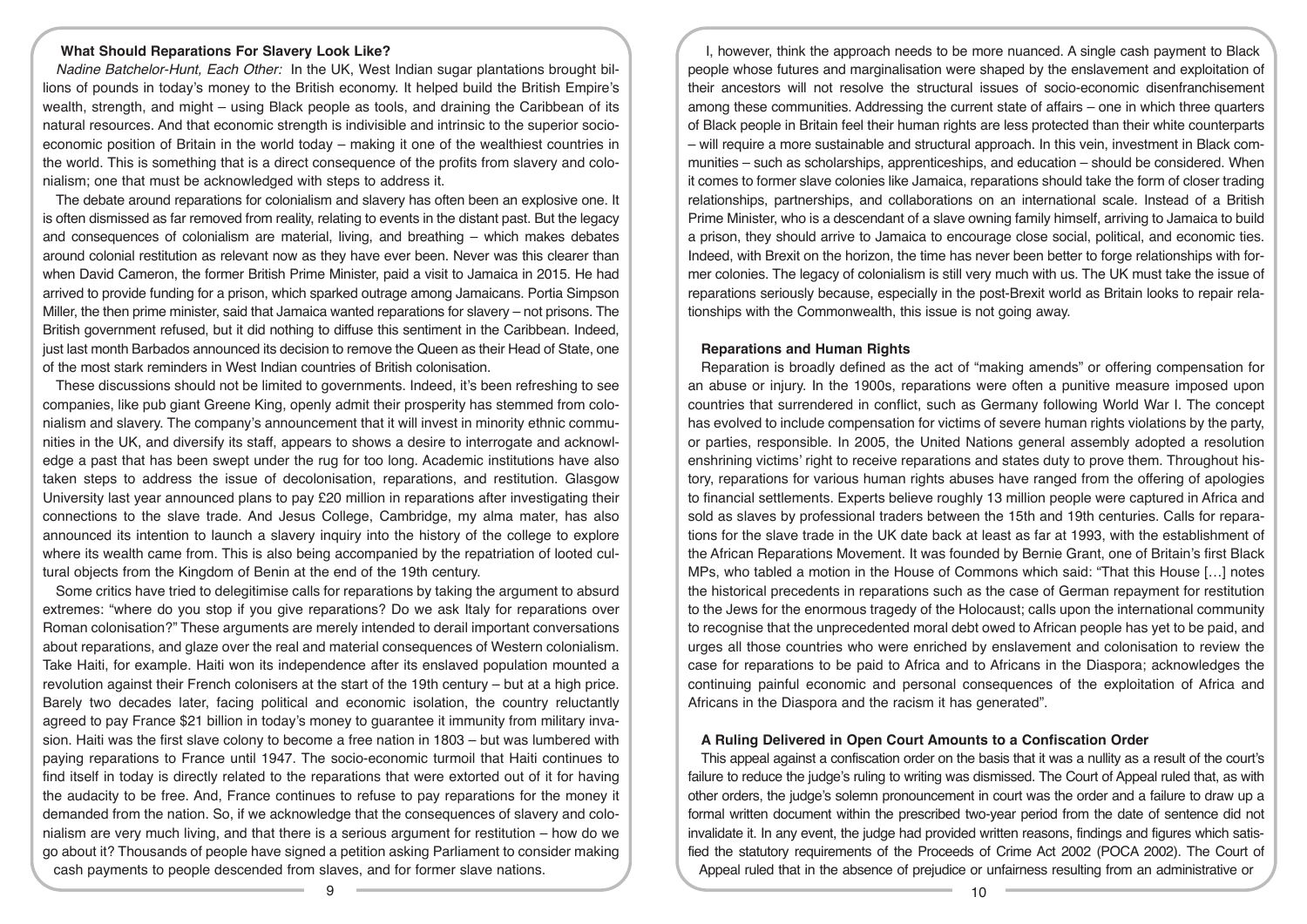### What Should Reparations For Slavery Look Like?

*Nadine Batchelor-Hunt, Each Other:* In the UK, West Indian sugar plantations brought billions of pounds in today's money to the British economy. It helped build the British Empire's wealth, strength, and might – using Black people as tools, and draining the Caribbean of its natural resources. And that economic strength is indivisible and intrinsic to the superior socio-economic position of Britain in the world today – making it one of the wealthiest countries in the world. This is something that is a direct consequence of the profits from slavery and colonialism; one that must be acknowledged with steps to address it.

The debate around reparations for colonialism and slavery has often been an explosive one. It is often dismissed as far removed from reality, relating to events in the distant past. But the legacy and consequences of colonialism are material, living, and breathing – which makes debates around colonial restitution as relevant now as they have ever been. Never was this clearer than when David Cameron, the former British Prime Minister, paid a visit to Jamaica in 2015. He had arrived to provide funding for a prison, which sparked outrage among Jamaicans. Portia Simpson Miller, the then prime minister, said that Jamaica wanted reparations for slavery – not prisons. The British government refused, but it did nothing to diffuse this sentiment in the Caribbean. Indeed, just last month Barbados announced its decision to remove the Queen as their Head of State, one of the most stark reminders in West Indian countries of British colonisation.

These discussions should not be limited to governments. Indeed, it's been refreshing to see companies, like pub giant Greene King, openly admit their prosperity has stemmed from colonialism and slavery. The company's announcement that it will invest in minority ethnic communities in the UK, and diversify its staff, appears to shows a desire to interrogate and acknowledge a past that has been swept under the rug for too long. Academic institutions have also taken steps to address the issue of decolonisation, reparations, and restitution. Glasgow University last year announced plans to pay £20 million in reparations after investigating their connections to the slave trade. And Jesus College, Cambridge, my alma mater, has also announced its intention to launch a slavery inquiry into the history of the college to explore where its wealth came from. This is also being accompanied by the repatriation of looted cultural objects from the Kingdom of Benin at the end of the 19th century.

Some critics have tried to delegitimise calls for reparations by taking the argument to absurd extremes: "where do you stop if you give reparations? Do we ask Italy for reparations over Roman colonisation?" These arguments are merely intended to derail important conversations about reparations, and glaze over the real and material consequences of Western colonialism. Take Haiti, for example. Haiti won its independence after its enslaved population mounted a revolution against their French colonisers at the start of the 19th century – but at a high price. Barely two decades later, facing political and economic isolation, the country reluctantly agreed to pay France $21 billion in today's money to guarantee it immunity from military invasion. Haiti was the first slave colony to become a free nation in 1803 – but was lumbered with paying reparations to France until 1947. The socio-economic turmoil that Haiti continues to find itself in today is directly related to the reparations that were extorted out of it for having the audacity to be free. And, France continues to refuse to pay reparations for the money it demanded from the nation. So, if we acknowledge that the consequences of slavery and colonialism are very much living, and that there is a serious argument for restitution – how do we go about it? Thousands of people have signed a petition asking Parliament to consider making cash payments to people descended from slaves, and for former slave nations.

I, however, think the approach needs to be more nuanced. A single cash payment to Black people whose futures and marginalisation were shaped by the enslavement and exploitation of their ancestors will not resolve the structural issues of socio-economic disenfranchisement among these communities. Addressing the current state of affairs – one in which three quarters of Black people in Britain feel their human rights are less protected than their white counterparts – will require a more sustainable and structural approach. In this vein, investment in Black communities – such as scholarships, apprenticeships, and education – should be considered. When it comes to former slave colonies like Jamaica, reparations should take the form of closer trading relationships, partnerships, and collaborations on an international scale. Instead of a British Prime Minister, who is a descendant of a slave owning family himself, arriving to Jamaica to build a prison, they should arrive to Jamaica to encourage close social, political, and economic ties. Indeed, with Brexit on the horizon, the time has never been better to forge relationships with former colonies. The legacy of colonialism is still very much with us. The UK must take the issue of reparations seriously because, especially in the post-Brexit world as Britain looks to repair relationships with the Commonwealth, this issue is not going away.

### Reparations and Human Rights

Reparation is broadly defined as the act of "making amends" or offering compensation for an abuse or injury. In the 1900s, reparations were often a punitive measure imposed upon countries that surrendered in conflict, such as Germany following World War I. The concept has evolved to include compensation for victims of severe human rights violations by the party, or parties, responsible. In 2005, the United Nations general assembly adopted a resolution enshrining victims' right to receive reparations and states duty to prove them. Throughout history, reparations for various human rights abuses have ranged from the offering of apologies to financial settlements. Experts believe roughly 13 million people were captured in Africa and sold as slaves by professional traders between the 15th and 19th centuries. Calls for reparations for the slave trade in the UK date back at least as far at 1993, with the establishment of the African Reparations Movement. It was founded by Bernie Grant, one of Britain's first Black MPs, who tabled a motion in the House of Commons which said: "That this House […] notes the historical precedents in reparations such as the case of German repayment for restitution to the Jews for the enormous tragedy of the Holocaust; calls upon the international community to recognise that the unprecedented moral debt owed to African people has yet to be paid, and urges all those countries who were enriched by enslavement and colonisation to review the case for reparations to be paid to Africa and to Africans in the Diaspora; acknowledges the continuing painful economic and personal consequences of the exploitation of Africa and Africans in the Diaspora and the racism it has generated".

### A Ruling Delivered in Open Court Amounts to a Confiscation Order

This appeal against a confiscation order on the basis that it was a nullity as a result of the court's failure to reduce the judge's ruling to writing was dismissed. The Court of Appeal ruled that, as with other orders, the judge's solemn pronouncement in court was the order and a failure to draw up a formal written document within the prescribed two-year period from the date of sentence did not invalidate it. In any event, the judge had provided written reasons, findings and figures which satisfied the statutory requirements of the Proceeds of Crime Act 2002 (POCA 2002). The Court of Appeal ruled that in the absence of prejudice or unfairness resulting from an administrative or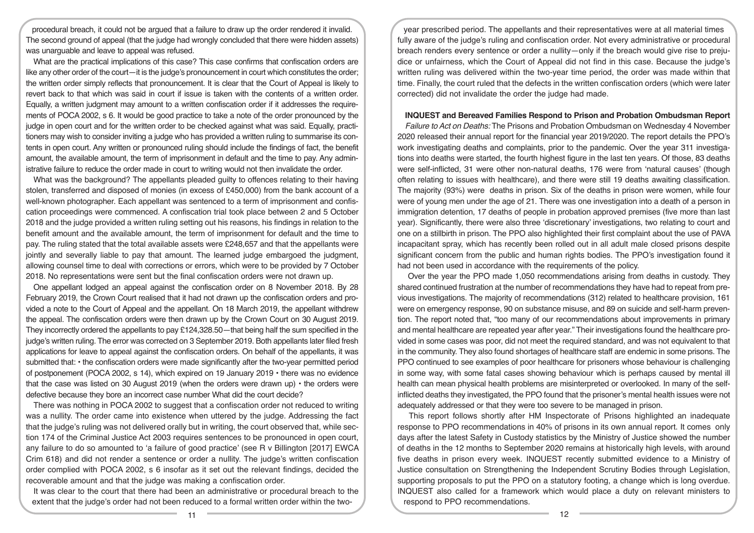procedural breach, it could not be argued that a failure to draw up the order rendered it invalid. The second ground of appeal (that the judge had wrongly concluded that there were hidden assets) was unarguable and leave to appeal was refused.

What are the practical implications of this case? This case confirms that confiscation orders are like any other order of the court—it is the judge's pronouncement in court which constitutes the order; the written order simply reflects that pronouncement. It is clear that the Court of Appeal is likely to revert back to that which was said in court if issue is taken with the contents of a written order. Equally, a written judgment may amount to a written confiscation order if it addresses the requirements of POCA 2002, s 6. It would be good practice to take a note of the order pronounced by the judge in open court and for the written order to be checked against what was said. Equally, practitioners may wish to consider inviting a judge who has provided a written ruling to summarise its contents in open court. Any written or pronounced ruling should include the findings of fact, the benefit amount, the available amount, the term of imprisonment in default and the time to pay. Any administrative failure to reduce the order made in court to writing would not then invalidate the order.

What was the background? The appellants pleaded guilty to offences relating to their having stolen, transferred and disposed of monies (in excess of £450,000) from the bank account of a well-known photographer. Each appellant was sentenced to a term of imprisonment and confiscation proceedings were commenced. A confiscation trial took place between 2 and 5 October 2018 and the judge provided a written ruling setting out his reasons, his findings in relation to the benefit amount and the available amount, the term of imprisonment for default and the time to pay. The ruling stated that the total available assets were £248,657 and that the appellants were jointly and severally liable to pay that amount. The learned judge embargoed the judgment, allowing counsel time to deal with corrections or errors, which were to be provided by 7 October 2018. No representations were sent but the final confiscation orders were not drawn up.

One appellant lodged an appeal against the confiscation order on 8 November 2018. By 28 February 2019, the Crown Court realised that it had not drawn up the confiscation orders and provided a note to the Court of Appeal and the appellant. On 18 March 2019, the appellant withdrew the appeal. The confiscation orders were then drawn up by the Crown Court on 30 August 2019. They incorrectly ordered the appellants to pay £124,328.50—that being half the sum specified in the judge's written ruling. The error was corrected on 3 September 2019. Both appellants later filed fresh applications for leave to appeal against the confiscation orders. On behalf of the appellants, it was submitted that:

- the confiscation orders were made significantly after the two-year permitted period of postponement (POCA 2002, s 14), which expired on 19 January 2019
- there was no evidence that the case was listed on 30 August 2019 (when the orders were drawn up)
- the orders were defective because they bore an incorrect case number

What did the court decide?

There was nothing in POCA 2002 to suggest that a confiscation order not reduced to writing was a nullity. The order came into existence when uttered by the judge. Addressing the fact that the judge's ruling was not delivered orally but in writing, the court observed that, while section 174 of the Criminal Justice Act 2003 requires sentences to be pronounced in open court, any failure to do so amounted to 'a failure of good practice' (see R v Billington [2017] EWCA Crim 618) and did not render a sentence or order a nullity. The judge's written confiscation order complied with POCA 2002, s 6 insofar as it set out the relevant findings, decided the recoverable amount and that the judge was making a confiscation order.

It was clear to the court that there had been an administrative or procedural breach to the extent that the judge's order had not been reduced to a formal written order within the two-year prescribed period. The appellants and their representatives were at all material times fully aware of the judge's ruling and confiscation order. Not every administrative or procedural breach renders every sentence or order a nullity—only if the breach would give rise to prejudice or unfairness, which the Court of Appeal did not find in this case. Because the judge's written ruling was delivered within the two-year time period, the order was made within that time. Finally, the court ruled that the defects in the written confiscation orders (which were later corrected) did not invalidate the order the judge had made.

## INQUEST and Bereaved Families Respond to Prison and Probation Ombudsman Report

*Failure to Act on Deaths:* The Prisons and Probation Ombudsman on Wednesday 4 November 2020 released their annual report for the financial year 2019/2020. The report details the PPO's work investigating deaths and complaints, prior to the pandemic. Over the year 311 investigations into deaths were started, the fourth highest figure in the last ten years. Of those, 83 deaths were self-inflicted, 31 were other non-natural deaths, 176 were from 'natural causes' (though often relating to issues with healthcare), and there were still 19 deaths awaiting classification. The majority (93%) were deaths in prison. Six of the deaths in prison were women, while four were of young men under the age of 21. There was one investigation into a death of a person in immigration detention, 17 deaths of people in probation approved premises (five more than last year). Significantly, there were also three 'discretionary' investigations, two relating to court and one on a stillbirth in prison. The PPO also highlighted their first complaint about the use of PAVA incapacitant spray, which has recently been rolled out in all adult male closed prisons despite significant concern from the public and human rights bodies. The PPO's investigation found it had not been used in accordance with the requirements of the policy.

Over the year the PPO made 1,050 recommendations arising from deaths in custody. They shared continued frustration at the number of recommendations they have had to repeat from previous investigations. The majority of recommendations (312) related to healthcare provision, 161 were on emergency response, 90 on substance misuse, and 89 on suicide and self-harm prevention. The report noted that, "too many of our recommendations about improvements in primary and mental healthcare are repeated year after year." Their investigations found the healthcare provided in some cases was poor, did not meet the required standard, and was not equivalent to that in the community. They also found shortages of healthcare staff are endemic in some prisons. The PPO continued to see examples of poor healthcare for prisoners whose behaviour is challenging in some way, with some fatal cases showing behaviour which is perhaps caused by mental ill health can mean physical health problems are misinterpreted or overlooked. In many of the self-inflicted deaths they investigated, the PPO found that the prisoner's mental health issues were not adequately addressed or that they were too severe to be managed in prison.

This report follows shortly after HM Inspectorate of Prisons highlighted an inadequate response to PPO recommendations in 40% of prisons in its own annual report. It comes only days after the latest Safety in Custody statistics by the Ministry of Justice showed the number of deaths in the 12 months to September 2020 remains at historically high levels, with around five deaths in prison every week. INQUEST recently submitted evidence to a Ministry of Justice consultation on Strengthening the Independent Scrutiny Bodies through Legislation, supporting proposals to put the PPO on a statutory footing, a change which is long overdue. INQUEST also called for a framework which would place a duty on relevant ministers to respond to PPO recommendations.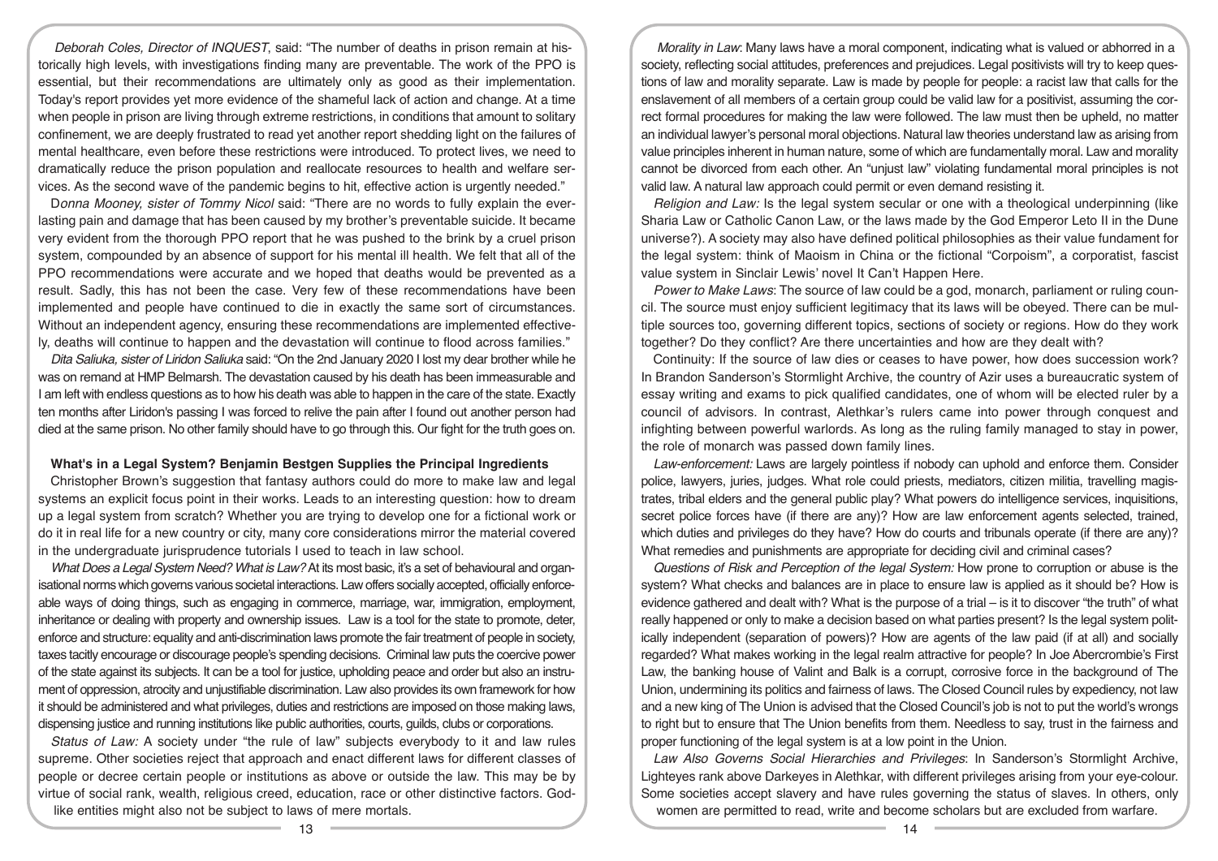*Deborah Coles, Director of INQUEST*, said: "The number of deaths in prison remain at historically high levels, with investigations finding many are preventable. The work of the PPO is essential, but their recommendations are ultimately only as good as their implementation. Today's report provides yet more evidence of the shameful lack of action and change. At a time when people in prison are living through extreme restrictions, in conditions that amount to solitary confinement, we are deeply frustrated to read yet another report shedding light on the failures of mental healthcare, even before these restrictions were introduced. To protect lives, we need to dramatically reduce the prison population and reallocate resources to health and welfare services. As the second wave of the pandemic begins to hit, effective action is urgently needed."

*Donna Mooney, sister of Tommy Nicol* said: "There are no words to fully explain the everlasting pain and damage that has been caused by my brother's preventable suicide. It became very evident from the thorough PPO report that he was pushed to the brink by a cruel prison system, compounded by an absence of support for his mental ill health. We felt that all of the PPO recommendations were accurate and we hoped that deaths would be prevented as a result. Sadly, this has not been the case. Very few of these recommendations have been implemented and people have continued to die in exactly the same sort of circumstances. Without an independent agency, ensuring these recommendations are implemented effectively, deaths will continue to happen and the devastation will continue to flood across families."

*Dita Saliuka, sister of Liridon Saliuka* said: "On the 2nd January 2020 I lost my dear brother while he was on remand at HMP Belmarsh. The devastation caused by his death has been immeasurable and I am left with endless questions as to how his death was able to happen in the care of the state. Exactly ten months after Liridon's passing I was forced to relive the pain after I found out another person had died at the same prison. No other family should have to go through this. Our fight for the truth goes on.

## What's in a Legal System? Benjamin Bestgen Supplies the Principal Ingredients

Christopher Brown's suggestion that fantasy authors could do more to make law and legal systems an explicit focus point in their works. Leads to an interesting question: how to dream up a legal system from scratch? Whether you are trying to develop one for a fictional work or do it in real life for a new country or city, many core considerations mirror the material covered in the undergraduate jurisprudence tutorials I used to teach in law school.

*What Does a Legal System Need? What is Law?* At its most basic, it's a set of behavioural and organisational norms which governs various societal interactions. Law offers socially accepted, officially enforceable ways of doing things, such as engaging in commerce, marriage, war, immigration, employment, inheritance or dealing with property and ownership issues. Law is a tool for the state to promote, deter, enforce and structure: equality and anti-discrimination laws promote the fair treatment of people in society, taxes tacitly encourage or discourage people's spending decisions. Criminal law puts the coercive power of the state against its subjects. It can be a tool for justice, upholding peace and order but also an instrument of oppression, atrocity and unjustifiable discrimination. Law also provides its own framework for how it should be administered and what privileges, duties and restrictions are imposed on those making laws, dispensing justice and running institutions like public authorities, courts, guilds, clubs or corporations.

*Status of Law:* A society under "the rule of law" subjects everybody to it and law rules supreme. Other societies reject that approach and enact different laws for different classes of people or decree certain people or institutions as above or outside the law. This may be by virtue of social rank, wealth, religious creed, education, race or other distinctive factors. God-like entities might also not be subject to laws of mere mortals.

*Morality in Law*: Many laws have a moral component, indicating what is valued or abhorred in a society, reflecting social attitudes, preferences and prejudices. Legal positivists will try to keep questions of law and morality separate. Law is made by people for people: a racist law that calls for the enslavement of all members of a certain group could be valid law for a positivist, assuming the correct formal procedures for making the law were followed. The law must then be upheld, no matter an individual lawyer's personal moral objections. Natural law theories understand law as arising from value principles inherent in human nature, some of which are fundamentally moral. Law and morality cannot be divorced from each other. An "unjust law" violating fundamental moral principles is not valid law. A natural law approach could permit or even demand resisting it.

*Religion and Law:* Is the legal system secular or one with a theological underpinning (like Sharia Law or Catholic Canon Law, or the laws made by the God Emperor Leto II in the Dune universe?). A society may also have defined political philosophies as their value fundament for the legal system: think of Maoism in China or the fictional "Corpoism", a corporatist, fascist value system in Sinclair Lewis' novel It Can't Happen Here.

*Power to Make Laws*: The source of law could be a god, monarch, parliament or ruling council. The source must enjoy sufficient legitimacy that its laws will be obeyed. There can be multiple sources too, governing different topics, sections of society or regions. How do they work together? Do they conflict? Are there uncertainties and how are they dealt with?

Continuity: If the source of law dies or ceases to have power, how does succession work? In Brandon Sanderson's Stormlight Archive, the country of Azir uses a bureaucratic system of essay writing and exams to pick qualified candidates, one of whom will be elected ruler by a council of advisors. In contrast, Alethkar's rulers came into power through conquest and infighting between powerful warlords. As long as the ruling family managed to stay in power, the role of monarch was passed down family lines.

*Law-enforcement:* Laws are largely pointless if nobody can uphold and enforce them. Consider police, lawyers, juries, judges. What role could priests, mediators, citizen militia, travelling magistrates, tribal elders and the general public play? What powers do intelligence services, inquisitions, secret police forces have (if there are any)? How are law enforcement agents selected, trained, which duties and privileges do they have? How do courts and tribunals operate (if there are any)? What remedies and punishments are appropriate for deciding civil and criminal cases?

*Questions of Risk and Perception of the legal System:* How prone to corruption or abuse is the system? What checks and balances are in place to ensure law is applied as it should be? How is evidence gathered and dealt with? What is the purpose of a trial – is it to discover "the truth" of what really happened or only to make a decision based on what parties present? Is the legal system politically independent (separation of powers)? How are agents of the law paid (if at all) and socially regarded? What makes working in the legal realm attractive for people? In Joe Abercrombie's First Law, the banking house of Valint and Balk is a corrupt, corrosive force in the background of The Union, undermining its politics and fairness of laws. The Closed Council rules by expediency, not law and a new king of The Union is advised that the Closed Council's job is not to put the world's wrongs to right but to ensure that The Union benefits from them. Needless to say, trust in the fairness and proper functioning of the legal system is at a low point in the Union.

*Law Also Governs Social Hierarchies and Privileges*: In Sanderson's Stormlight Archive, Lighteyes rank above Darkeyes in Alethkar, with different privileges arising from your eye-colour. Some societies accept slavery and have rules governing the status of slaves. In others, only women are permitted to read, write and become scholars but are excluded from warfare.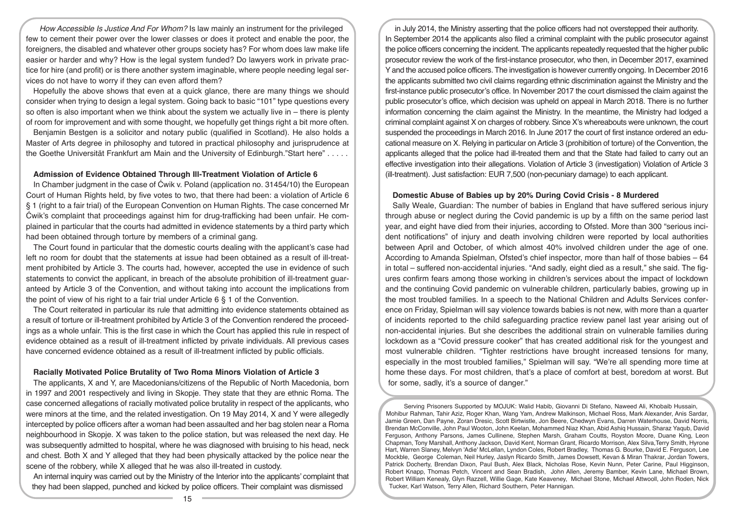*How Accessible Is Justice And For Whom?* Is law mainly an instrument for the privileged few to cement their power over the lower classes or does it protect and enable the poor, the foreigners, the disabled and whatever other groups society has? For whom does law make life easier or harder and why? How is the legal system funded? Do lawyers work in private practice for hire (and profit) or is there another system imaginable, where people needing legal services do not have to worry if they can even afford them?

Hopefully the above shows that even at a quick glance, there are many things we should consider when trying to design a legal system. Going back to basic "101" type questions every so often is also important when we think about the system we actually live in – there is plenty of room for improvement and with some thought, we hopefully get things right a bit more often.

Benjamin Bestgen is a solicitor and notary public (qualified in Scotland). He also holds a Master of Arts degree in philosophy and tutored in practical philosophy and jurisprudence at the Goethe Universität Frankfurt am Main and the University of Edinburgh."Start here" . . . . .

### Admission of Evidence Obtained Through Ill-Treatment Violation of Article 6

In Chamber judgment in the case of Ćwik v. Poland (application no. 31454/10) the European Court of Human Rights held, by five votes to two, that there had been: a violation of Article 6 § 1 (right to a fair trial) of the European Convention on Human Rights. The case concerned Mr Ćwik's complaint that proceedings against him for drug-trafficking had been unfair. He complained in particular that the courts had admitted in evidence statements by a third party which had been obtained through torture by members of a criminal gang.

The Court found in particular that the domestic courts dealing with the applicant's case had left no room for doubt that the statements at issue had been obtained as a result of ill-treatment prohibited by Article 3. The courts had, however, accepted the use in evidence of such statements to convict the applicant, in breach of the absolute prohibition of ill-treatment guaranteed by Article 3 of the Convention, and without taking into account the implications from the point of view of his right to a fair trial under Article 6 § 1 of the Convention.

The Court reiterated in particular its rule that admitting into evidence statements obtained as a result of torture or ill-treatment prohibited by Article 3 of the Convention rendered the proceedings as a whole unfair. This is the first case in which the Court has applied this rule in respect of evidence obtained as a result of ill-treatment inflicted by private individuals. All previous cases have concerned evidence obtained as a result of ill-treatment inflicted by public officials.

### Racially Motivated Police Brutality of Two Roma Minors Violation of Article 3

The applicants, X and Y, are Macedonians/citizens of the Republic of North Macedonia, born in 1997 and 2001 respectively and living in Skopje. They state that they are ethnic Roma. The case concerned allegations of racially motivated police brutality in respect of the applicants, who were minors at the time, and the related investigation. On 19 May 2014, X and Y were allegedly intercepted by police officers after a woman had been assaulted and her bag stolen near a Roma neighbourhood in Skopje. X was taken to the police station, but was released the next day. He was subsequently admitted to hospital, where he was diagnosed with bruising to his head, neck and chest. Both X and Y alleged that they had been physically attacked by the police near the scene of the robbery, while X alleged that he was also ill-treated in custody.

An internal inquiry was carried out by the Ministry of the Interior into the applicants' complaint that they had been slapped, punched and kicked by police officers. Their complaint was dismissed in July 2014, the Ministry asserting that the police officers had not overstepped their authority. In September 2014 the applicants also filed a criminal complaint with the public prosecutor against the police officers concerning the incident. The applicants repeatedly requested that the higher public prosecutor review the work of the first-instance prosecutor, who then, in December 2017, examined Y and the accused police officers. The investigation is however currently ongoing. In December 2016 the applicants submitted two civil claims regarding ethnic discrimination against the Ministry and the first-instance public prosecutor's office. In November 2017 the court dismissed the claim against the public prosecutor's office, which decision was upheld on appeal in March 2018. There is no further information concerning the claim against the Ministry. In the meantime, the Ministry had lodged a criminal complaint against X on charges of robbery. Since X's whereabouts were unknown, the court suspended the proceedings in March 2016. In June 2017 the court of first instance ordered an educational measure on X. Relying in particular on Article 3 (prohibition of torture) of the Convention, the applicants alleged that the police had ill-treated them and that the State had failed to carry out an effective investigation into their allegations. Violation of Article 3 (investigation) Violation of Article 3 (ill-treatment). Just satisfaction: EUR 7,500 (non-pecuniary damage) to each applicant.

### Domestic Abuse of Babies up by 20% During Covid Crisis - 8 Murdered

Sally Weale, Guardian: The number of babies in England that have suffered serious injury through abuse or neglect during the Covid pandemic is up by a fifth on the same period last year, and eight have died from their injuries, according to Ofsted. More than 300 "serious incident notifications" of injury and death involving children were reported by local authorities between April and October, of which almost 40% involved children under the age of one. According to Amanda Spielman, Ofsted's chief inspector, more than half of those babies – 64 in total – suffered non-accidental injuries. "And sadly, eight died as a result," she said. The figures confirm fears among those working in children's services about the impact of lockdown and the continuing Covid pandemic on vulnerable children, particularly babies, growing up in the most troubled families. In a speech to the National Children and Adults Services conference on Friday, Spielman will say violence towards babies is not new, with more than a quarter of incidents reported to the child safeguarding practice review panel last year arising out of non-accidental injuries. But she describes the additional strain on vulnerable families during lockdown as a "Covid pressure cooker" that has created additional risk for the youngest and most vulnerable children. "Tighter restrictions have brought increased tensions for many, especially in the most troubled families," Spielman will say. "We're all spending more time at home these days. For most children, that's a place of comfort at best, boredom at worst. But for some, sadly, it's a source of danger."

Serving Prisoners Supported by MOJUK: Walid Habib, Giovanni Di Stefano, Naweed Ali, Khobaib Hussain, Mohibur Rahman, Tahir Aziz, Roger Khan, Wang Yam, Andrew Malkinson, Michael Ross, Mark Alexander, Anis Sardar, Jamie Green, Dan Payne, Zoran Dresic, Scott Birtwistle, Jon Beere, Chedwyn Evans, Darren Waterhouse, David Norris, Brendan McConville, John Paul Wooton, John Keelan, Mohammed Niaz Khan, Abid Ashiq Hussain, Sharaz Yaqub, David Ferguson, Anthony Parsons, James Cullinene, Stephen Marsh, Graham Coutts, Royston Moore, Duane King, Leon Chapman, Tony Marshall, Anthony Jackson, David Kent, Norman Grant, Ricardo Morrison, Alex Silva,Terry Smith, Hyrone Hart, Warren Slaney, Melvyn 'Adie' McLellan, Lyndon Coles, Richard Bradley, Thomas G. Bourke, David E. Ferguson, Lee Mockble, George Coleman, Neil Hurley, Jaslyn Ricardo Smith, James Dowsett, Kevan & Miran Thakrar, Jordan Towers, Patrick Docherty, Brendan Dixon, Paul Bush, Alex Black, Nicholas Rose, Kevin Nunn, Peter Carine, Paul Higginson, Robert Knapp, Thomas Petch, Vincent and Sean Bradish, John Allen, Jeremy Bamber, Kevin Lane, Michael Brown, Robert William Kenealy, Glyn Razzell, Willie Gage, Kate Keaveney, Michael Stone, Michael Attwooll, John Roden, Nick Tucker, Karl Watson, Terry Allen, Richard Southern, Peter Hannigan.